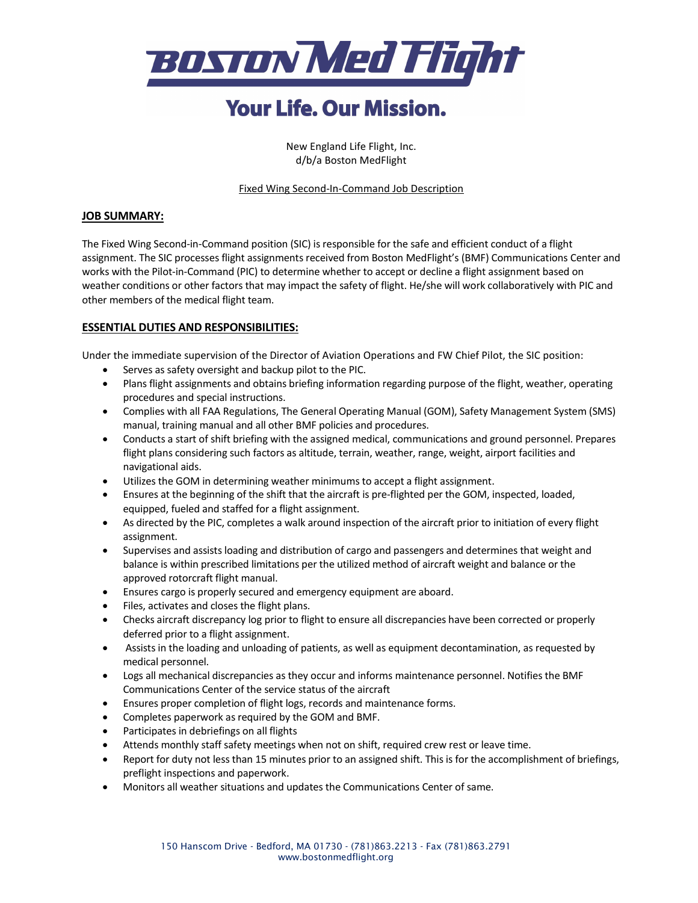# BOSTON Med Flight

## Your Life. Our Mission.

New England Life Flight, Inc.
d/b/a Boston MedFlight

Fixed Wing Second-In-Command Job Description

**JOB SUMMARY:**

The Fixed Wing Second-in-Command position (SIC) is responsible for the safe and efficient conduct of a flight assignment. The SIC processes flight assignments received from Boston MedFlight's (BMF) Communications Center and works with the Pilot-in-Command (PIC) to determine whether to accept or decline a flight assignment based on weather conditions or other factors that may impact the safety of flight. He/she will work collaboratively with PIC and other members of the medical flight team.

**ESSENTIAL DUTIES AND RESPONSIBILITIES:**

Under the immediate supervision of the Director of Aviation Operations and FW Chief Pilot, the SIC position:

- Serves as safety oversight and backup pilot to the PIC.
- Plans flight assignments and obtains briefing information regarding purpose of the flight, weather, operating procedures and special instructions.
- Complies with all FAA Regulations, The General Operating Manual (GOM), Safety Management System (SMS) manual, training manual and all other BMF policies and procedures.
- Conducts a start of shift briefing with the assigned medical, communications and ground personnel. Prepares flight plans considering such factors as altitude, terrain, weather, range, weight, airport facilities and navigational aids.
- Utilizes the GOM in determining weather minimums to accept a flight assignment.
- Ensures at the beginning of the shift that the aircraft is pre-flighted per the GOM, inspected, loaded, equipped, fueled and staffed for a flight assignment.
- As directed by the PIC, completes a walk around inspection of the aircraft prior to initiation of every flight assignment.
- Supervises and assists loading and distribution of cargo and passengers and determines that weight and balance is within prescribed limitations per the utilized method of aircraft weight and balance or the approved rotorcraft flight manual.
- Ensures cargo is properly secured and emergency equipment are aboard.
- Files, activates and closes the flight plans.
- Checks aircraft discrepancy log prior to flight to ensure all discrepancies have been corrected or properly deferred prior to a flight assignment.
- Assists in the loading and unloading of patients, as well as equipment decontamination, as requested by medical personnel.
- Logs all mechanical discrepancies as they occur and informs maintenance personnel. Notifies the BMF Communications Center of the service status of the aircraft
- Ensures proper completion of flight logs, records and maintenance forms.
- Completes paperwork as required by the GOM and BMF.
- Participates in debriefings on all flights
- Attends monthly staff safety meetings when not on shift, required crew rest or leave time.
- Report for duty not less than 15 minutes prior to an assigned shift. This is for the accomplishment of briefings, preflight inspections and paperwork.
- Monitors all weather situations and updates the Communications Center of same.

150 Hanscom Drive - Bedford, MA 01730 - (781)863.2213 - Fax (781)863.2791
www.bostonmedflight.org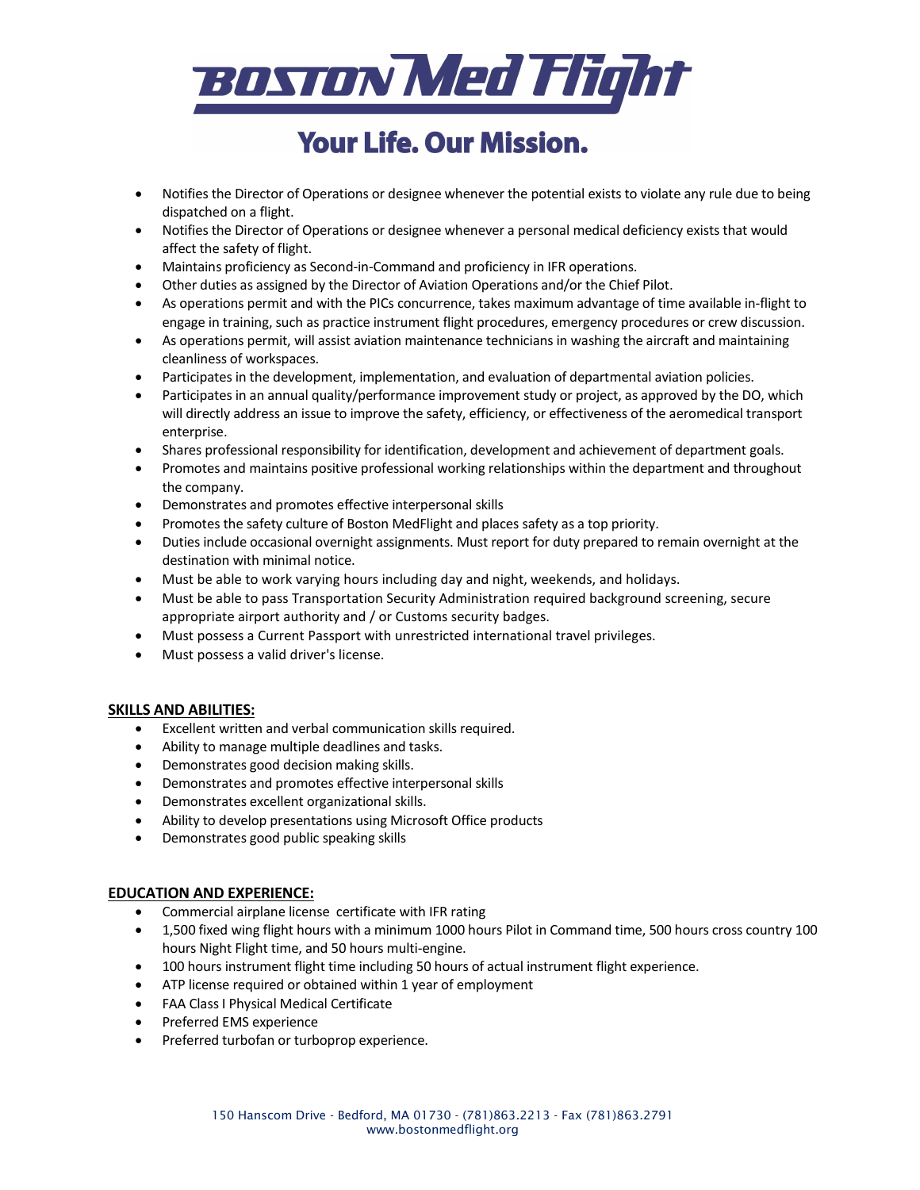- Notifies the Director of Operations or designee whenever the potential exists to violate any rule due to being dispatched on a flight.
- Notifies the Director of Operations or designee whenever a personal medical deficiency exists that would affect the safety of flight.
- Maintains proficiency as Second-in-Command and proficiency in IFR operations.
- Other duties as assigned by the Director of Aviation Operations and/or the Chief Pilot.
- As operations permit and with the PICs concurrence, takes maximum advantage of time available in-flight to engage in training, such as practice instrument flight procedures, emergency procedures or crew discussion.
- As operations permit, will assist aviation maintenance technicians in washing the aircraft and maintaining cleanliness of workspaces.
- Participates in the development, implementation, and evaluation of departmental aviation policies.
- Participates in an annual quality/performance improvement study or project, as approved by the DO, which will directly address an issue to improve the safety, efficiency, or effectiveness of the aeromedical transport enterprise.
- Shares professional responsibility for identification, development and achievement of department goals.
- Promotes and maintains positive professional working relationships within the department and throughout the company.
- Demonstrates and promotes effective interpersonal skills
- Promotes the safety culture of Boston MedFlight and places safety as a top priority.
- Duties include occasional overnight assignments. Must report for duty prepared to remain overnight at the destination with minimal notice.
- Must be able to work varying hours including day and night, weekends, and holidays.
- Must be able to pass Transportation Security Administration required background screening, secure appropriate airport authority and / or Customs security badges.
- Must possess a Current Passport with unrestricted international travel privileges.
- Must possess a valid driver's license.

## SKILLS AND ABILITIES:

- Excellent written and verbal communication skills required.
- Ability to manage multiple deadlines and tasks.
- Demonstrates good decision making skills.
- Demonstrates and promotes effective interpersonal skills
- Demonstrates excellent organizational skills.
- Ability to develop presentations using Microsoft Office products
- Demonstrates good public speaking skills

## EDUCATION AND EXPERIENCE:

- Commercial airplane license certificate with IFR rating
- 1,500 fixed wing flight hours with a minimum 1000 hours Pilot in Command time, 500 hours cross country 100 hours Night Flight time, and 50 hours multi-engine.
- 100 hours instrument flight time including 50 hours of actual instrument flight experience.
- ATP license required or obtained within 1 year of employment
- FAA Class I Physical Medical Certificate
- Preferred EMS experience
- Preferred turbofan or turboprop experience.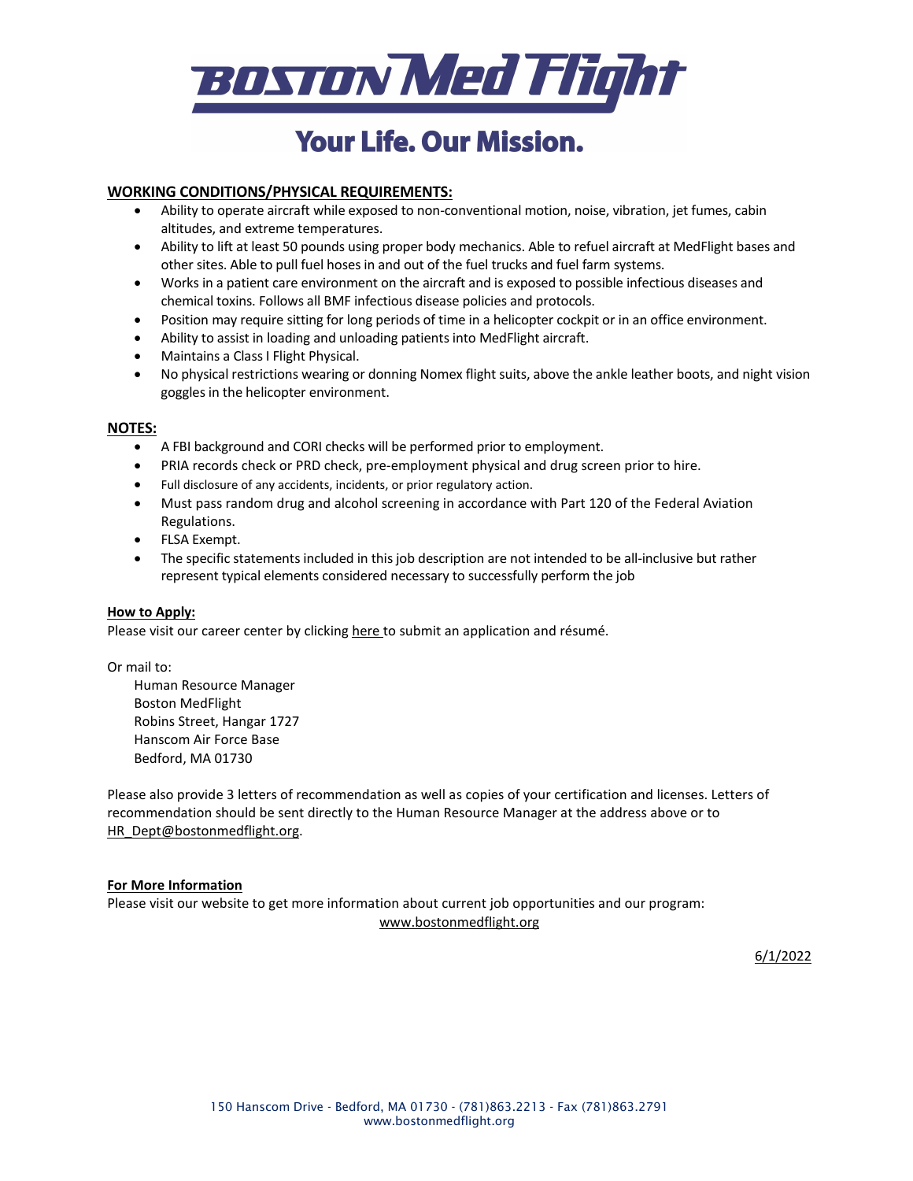## WORKING CONDITIONS/PHYSICAL REQUIREMENTS:

- Ability to operate aircraft while exposed to non-conventional motion, noise, vibration, jet fumes, cabin altitudes, and extreme temperatures.
- Ability to lift at least 50 pounds using proper body mechanics. Able to refuel aircraft at MedFlight bases and other sites. Able to pull fuel hoses in and out of the fuel trucks and fuel farm systems.
- Works in a patient care environment on the aircraft and is exposed to possible infectious diseases and chemical toxins. Follows all BMF infectious disease policies and protocols.
- Position may require sitting for long periods of time in a helicopter cockpit or in an office environment.
- Ability to assist in loading and unloading patients into MedFlight aircraft.
- Maintains a Class I Flight Physical.
- No physical restrictions wearing or donning Nomex flight suits, above the ankle leather boots, and night vision goggles in the helicopter environment.

## NOTES:

- A FBI background and CORI checks will be performed prior to employment.
- PRIA records check or PRD check, pre-employment physical and drug screen prior to hire.
- Full disclosure of any accidents, incidents, or prior regulatory action.
- Must pass random drug and alcohol screening in accordance with Part 120 of the Federal Aviation Regulations.
- FLSA Exempt.
- The specific statements included in this job description are not intended to be all-inclusive but rather represent typical elements considered necessary to successfully perform the job

**How to Apply:**

Please visit our career center by clicking here to submit an application and résumé.

Or mail to:

Human Resource Manager
Boston MedFlight
Robins Street, Hangar 1727
Hanscom Air Force Base
Bedford, MA 01730

Please also provide 3 letters of recommendation as well as copies of your certification and licenses. Letters of recommendation should be sent directly to the Human Resource Manager at the address above or to HR_Dept@bostonmedflight.org.

**For More Information**

Please visit our website to get more information about current job opportunities and our program:
www.bostonmedflight.org

6/1/2022